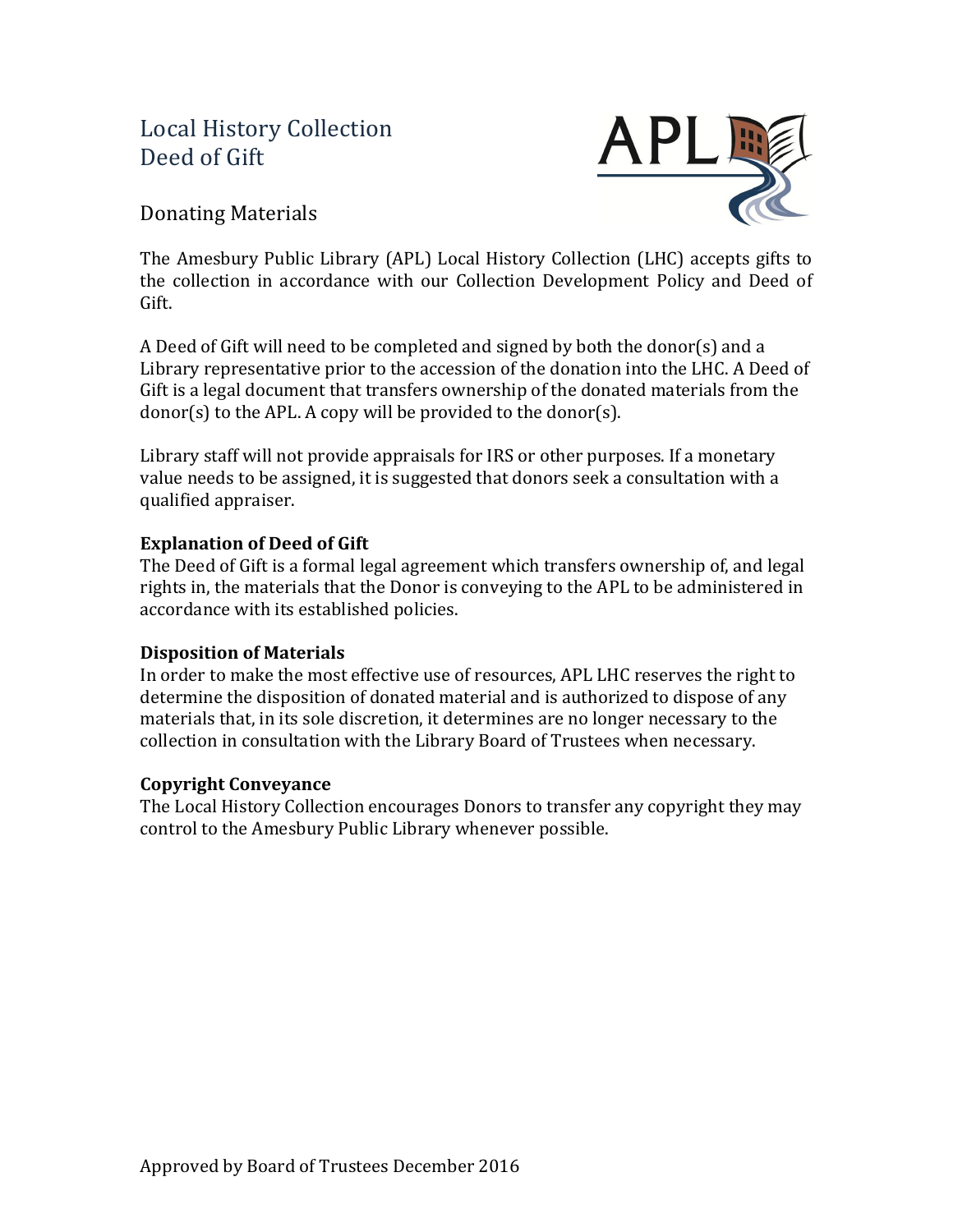# Local History Collection
# Deed of Gift

## Donating Materials

The Amesbury Public Library (APL) Local History Collection (LHC) accepts gifts to the collection in accordance with our Collection Development Policy and Deed of Gift.

A Deed of Gift will need to be completed and signed by both the donor(s) and a Library representative prior to the accession of the donation into the LHC. A Deed of Gift is a legal document that transfers ownership of the donated materials from the donor(s) to the APL. A copy will be provided to the donor(s).

Library staff will not provide appraisals for IRS or other purposes. If a monetary value needs to be assigned, it is suggested that donors seek a consultation with a qualified appraiser.

**Explanation of Deed of Gift**
The Deed of Gift is a formal legal agreement which transfers ownership of, and legal rights in, the materials that the Donor is conveying to the APL to be administered in accordance with its established policies.

**Disposition of Materials**
In order to make the most effective use of resources, APL LHC reserves the right to determine the disposition of donated material and is authorized to dispose of any materials that, in its sole discretion, it determines are no longer necessary to the collection in consultation with the Library Board of Trustees when necessary.

**Copyright Conveyance**
The Local History Collection encourages Donors to transfer any copyright they may control to the Amesbury Public Library whenever possible.

Approved by Board of Trustees December 2016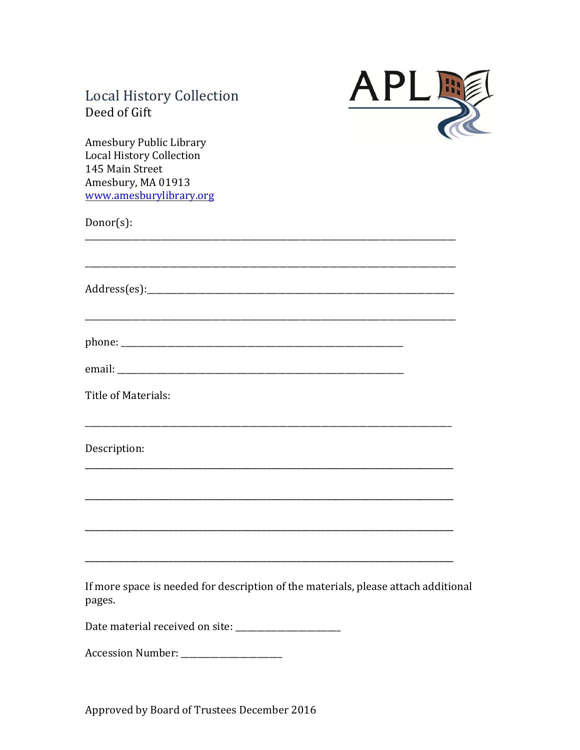## Local History Collection
Deed of Gift

Amesbury Public Library
Local History Collection
145 Main Street
Amesbury, MA 01913
www.amesburylibrary.org

Donor(s):
\_\_\_\_\_\_\_\_\_\_\_\_\_\_\_\_\_\_\_\_\_\_\_\_\_\_\_\_\_\_\_\_\_\_\_\_\_\_\_\_\_\_\_\_\_\_\_\_\_\_\_\_\_\_\_\_\_\_\_\_\_\_\_\_\_\_\_\_\_\_\_\_\_\_\_\_

\_\_\_\_\_\_\_\_\_\_\_\_\_\_\_\_\_\_\_\_\_\_\_\_\_\_\_\_\_\_\_\_\_\_\_\_\_\_\_\_\_\_\_\_\_\_\_\_\_\_\_\_\_\_\_\_\_\_\_\_\_\_\_\_\_\_\_\_\_\_\_\_\_\_\_\_

Address(es):\_\_\_\_\_\_\_\_\_\_\_\_\_\_\_\_\_\_\_\_\_\_\_\_\_\_\_\_\_\_\_\_\_\_\_\_\_\_\_\_\_\_\_\_\_\_\_\_\_\_\_\_\_\_\_\_\_\_\_\_\_\_

\_\_\_\_\_\_\_\_\_\_\_\_\_\_\_\_\_\_\_\_\_\_\_\_\_\_\_\_\_\_\_\_\_\_\_\_\_\_\_\_\_\_\_\_\_\_\_\_\_\_\_\_\_\_\_\_\_\_\_\_\_\_\_\_\_\_\_\_\_\_\_\_\_\_\_\_

phone: \_\_\_\_\_\_\_\_\_\_\_\_\_\_\_\_\_\_\_\_\_\_\_\_\_\_\_\_\_\_\_\_\_\_\_\_\_\_\_\_\_\_\_\_\_\_\_\_\_\_\_\_\_\_\_\_\_\_

email: \_\_\_\_\_\_\_\_\_\_\_\_\_\_\_\_\_\_\_\_\_\_\_\_\_\_\_\_\_\_\_\_\_\_\_\_\_\_\_\_\_\_\_\_\_\_\_\_\_\_\_\_\_\_\_\_\_\_

Title of Materials:

\_\_\_\_\_\_\_\_\_\_\_\_\_\_\_\_\_\_\_\_\_\_\_\_\_\_\_\_\_\_\_\_\_\_\_\_\_\_\_\_\_\_\_\_\_\_\_\_\_\_\_\_\_\_\_\_\_\_\_\_\_\_\_\_\_\_\_\_\_\_\_\_\_\_\_\_

Description:
\_\_\_\_\_\_\_\_\_\_\_\_\_\_\_\_\_\_\_\_\_\_\_\_\_\_\_\_\_\_\_\_\_\_\_\_\_\_\_\_\_\_\_\_\_\_\_\_\_\_\_\_\_\_\_\_\_\_\_\_\_\_\_\_\_\_\_\_\_\_\_\_\_\_\_\_

\_\_\_\_\_\_\_\_\_\_\_\_\_\_\_\_\_\_\_\_\_\_\_\_\_\_\_\_\_\_\_\_\_\_\_\_\_\_\_\_\_\_\_\_\_\_\_\_\_\_\_\_\_\_\_\_\_\_\_\_\_\_\_\_\_\_\_\_\_\_\_\_\_\_\_\_

\_\_\_\_\_\_\_\_\_\_\_\_\_\_\_\_\_\_\_\_\_\_\_\_\_\_\_\_\_\_\_\_\_\_\_\_\_\_\_\_\_\_\_\_\_\_\_\_\_\_\_\_\_\_\_\_\_\_\_\_\_\_\_\_\_\_\_\_\_\_\_\_\_\_\_\_

\_\_\_\_\_\_\_\_\_\_\_\_\_\_\_\_\_\_\_\_\_\_\_\_\_\_\_\_\_\_\_\_\_\_\_\_\_\_\_\_\_\_\_\_\_\_\_\_\_\_\_\_\_\_\_\_\_\_\_\_\_\_\_\_\_\_\_\_\_\_\_\_\_\_\_\_

If more space is needed for description of the materials, please attach additional pages.

Date material received on site: \_\_\_\_\_\_\_\_\_\_\_\_\_\_\_\_\_\_\_\_\_\_

Accession Number: \_\_\_\_\_\_\_\_\_\_\_\_\_\_\_\_\_\_\_\_\_\_

Approved by Board of Trustees December 2016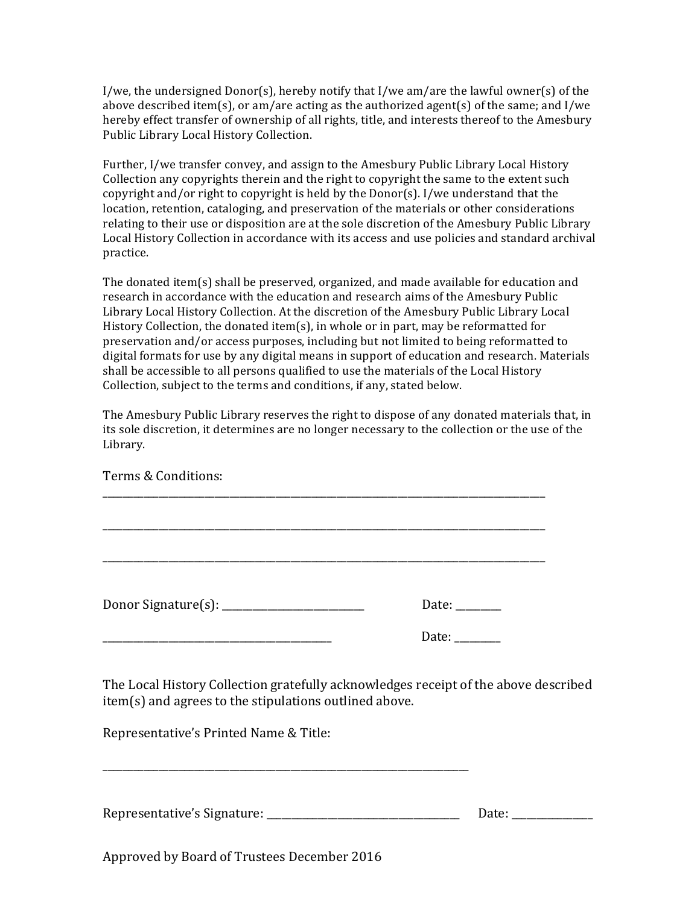I/we, the undersigned Donor(s), hereby notify that I/we am/are the lawful owner(s) of the above described item(s), or am/are acting as the authorized agent(s) of the same; and I/we hereby effect transfer of ownership of all rights, title, and interests thereof to the Amesbury Public Library Local History Collection.

Further, I/we transfer convey, and assign to the Amesbury Public Library Local History Collection any copyrights therein and the right to copyright the same to the extent such copyright and/or right to copyright is held by the Donor(s). I/we understand that the location, retention, cataloging, and preservation of the materials or other considerations relating to their use or disposition are at the sole discretion of the Amesbury Public Library Local History Collection in accordance with its access and use policies and standard archival practice.

The donated item(s) shall be preserved, organized, and made available for education and research in accordance with the education and research aims of the Amesbury Public Library Local History Collection. At the discretion of the Amesbury Public Library Local History Collection, the donated item(s), in whole or in part, may be reformatted for preservation and/or access purposes, including but not limited to being reformatted to digital formats for use by any digital means in support of education and research. Materials shall be accessible to all persons qualified to use the materials of the Local History Collection, subject to the terms and conditions, if any, stated below.

The Amesbury Public Library reserves the right to dispose of any donated materials that, in its sole discretion, it determines are no longer necessary to the collection or the use of the Library.

Terms & Conditions:
______________________________________________________________________________

______________________________________________________________________________

______________________________________________________________________________

Donor Signature(s): ___________________________ Date: ________

____________________________________________ Date: ________

The Local History Collection gratefully acknowledges receipt of the above described item(s) and agrees to the stipulations outlined above.

Representative's Printed Name & Title:

_______________________________________________________________________

Representative's Signature: _____________________________________ Date: _______________

Approved by Board of Trustees December 2016